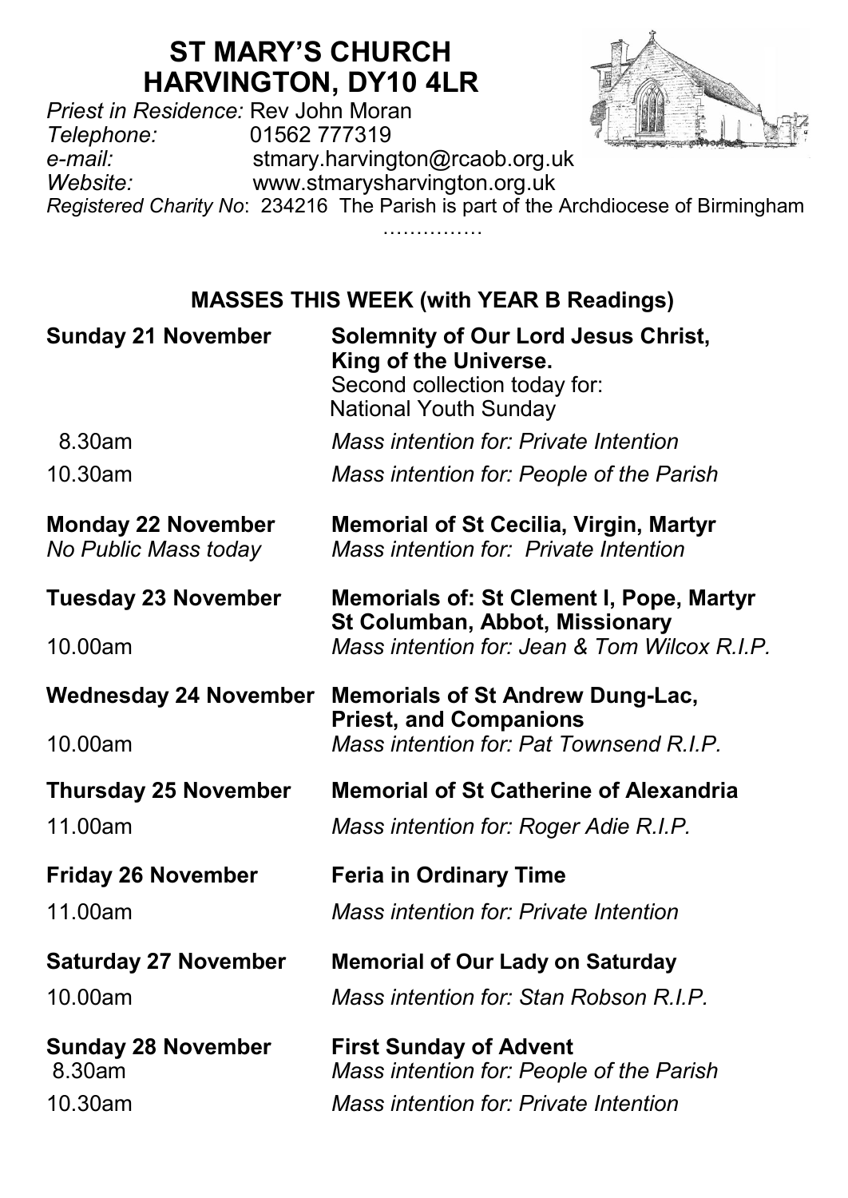# ST MARY'S CHURCH
# HARVINGTON, DY10 4LR

*Priest in Residence:* Rev John Moran
*Telephone:* 01562 777319
*e-mail:* stmary.harvington@rcaob.org.uk
*Website:* www.stmarysharvington.org.uk
*Registered Charity No*: 234216 The Parish is part of the Archdiocese of Birmingham

……………

## MASSES THIS WEEK (with YEAR B Readings)

**Sunday 21 November** — **Solemnity of Our Lord Jesus Christ, King of the Universe.**
Second collection today for: National Youth Sunday

8.30am — *Mass intention for: Private Intention*

10.30am — *Mass intention for: People of the Parish*

**Monday 22 November** — **Memorial of St Cecilia, Virgin, Martyr**
*No Public Mass today* — *Mass intention for: Private Intention*

**Tuesday 23 November** — **Memorials of: St Clement I, Pope, Martyr St Columban, Abbot, Missionary**

10.00am — *Mass intention for: Jean & Tom Wilcox R.I.P.*

**Wednesday 24 November** — **Memorials of St Andrew Dung-Lac, Priest, and Companions**

10.00am — *Mass intention for: Pat Townsend R.I.P.*

**Thursday 25 November** — **Memorial of St Catherine of Alexandria**

11.00am — *Mass intention for: Roger Adie R.I.P.*

**Friday 26 November** — **Feria in Ordinary Time**

11.00am — *Mass intention for: Private Intention*

**Saturday 27 November** — **Memorial of Our Lady on Saturday**

10.00am — *Mass intention for: Stan Robson R.I.P.*

**Sunday 28 November** — **First Sunday of Advent**

8.30am — *Mass intention for: People of the Parish*

10.30am — *Mass intention for: Private Intention*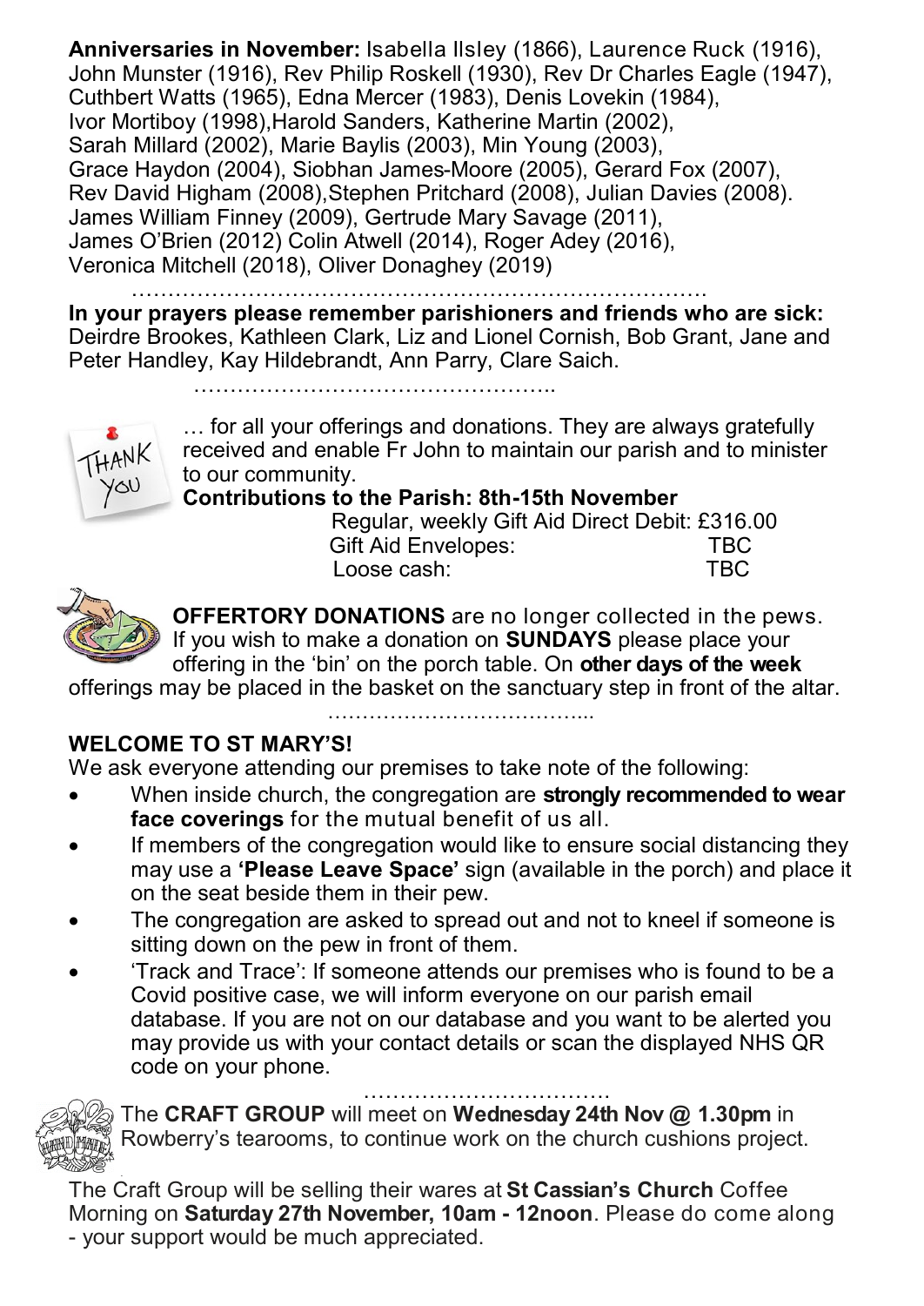**Anniversaries in November:** Isabella Ilsley (1866), Laurence Ruck (1916), John Munster (1916), Rev Philip Roskell (1930), Rev Dr Charles Eagle (1947), Cuthbert Watts (1965), Edna Mercer (1983), Denis Lovekin (1984), Ivor Mortiboy (1998),Harold Sanders, Katherine Martin (2002), Sarah Millard (2002), Marie Baylis (2003), Min Young (2003), Grace Haydon (2004), Siobhan James-Moore (2005), Gerard Fox (2007), Rev David Higham (2008),Stephen Pritchard (2008), Julian Davies (2008). James William Finney (2009), Gertrude Mary Savage (2011), James O'Brien (2012) Colin Atwell (2014), Roger Adey (2016), Veronica Mitchell (2018), Oliver Donaghey (2019)

…………………………………………………………………….

**In your prayers please remember parishioners and friends who are sick:** Deirdre Brookes, Kathleen Clark, Liz and Lionel Cornish, Bob Grant, Jane and Peter Handley, Kay Hildebrandt, Ann Parry, Clare Saich.

…………………………………………..

… for all your offerings and donations. They are always gratefully received and enable Fr John to maintain our parish and to minister to our community.

**Contributions to the Parish: 8th-15th November**

| | |
|---|---|
| Regular, weekly Gift Aid Direct Debit: | £316.00 |
| Gift Aid Envelopes: | TBC |
| Loose cash: | TBC |

**OFFERTORY DONATIONS** are no longer collected in the pews. If you wish to make a donation on **SUNDAYS** please place your offering in the 'bin' on the porch table. On **other days of the week** offerings may be placed in the basket on the sanctuary step in front of the altar.

………………………………...

**WELCOME TO ST MARY'S!**

We ask everyone attending our premises to take note of the following:

- When inside church, the congregation are **strongly recommended to wear face coverings** for the mutual benefit of us all.
- If members of the congregation would like to ensure social distancing they may use a **'Please Leave Space'** sign (available in the porch) and place it on the seat beside them in their pew.
- The congregation are asked to spread out and not to kneel if someone is sitting down on the pew in front of them.
- 'Track and Trace': If someone attends our premises who is found to be a Covid positive case, we will inform everyone on our parish email database. If you are not on our database and you want to be alerted you may provide us with your contact details or scan the displayed NHS QR code on your phone.

……………………………

The **CRAFT GROUP** will meet on **Wednesday 24th Nov @ 1.30pm** in Rowberry's tearooms, to continue work on the church cushions project.

The Craft Group will be selling their wares at **St Cassian's Church** Coffee Morning on **Saturday 27th November, 10am - 12noon**. Please do come along - your support would be much appreciated.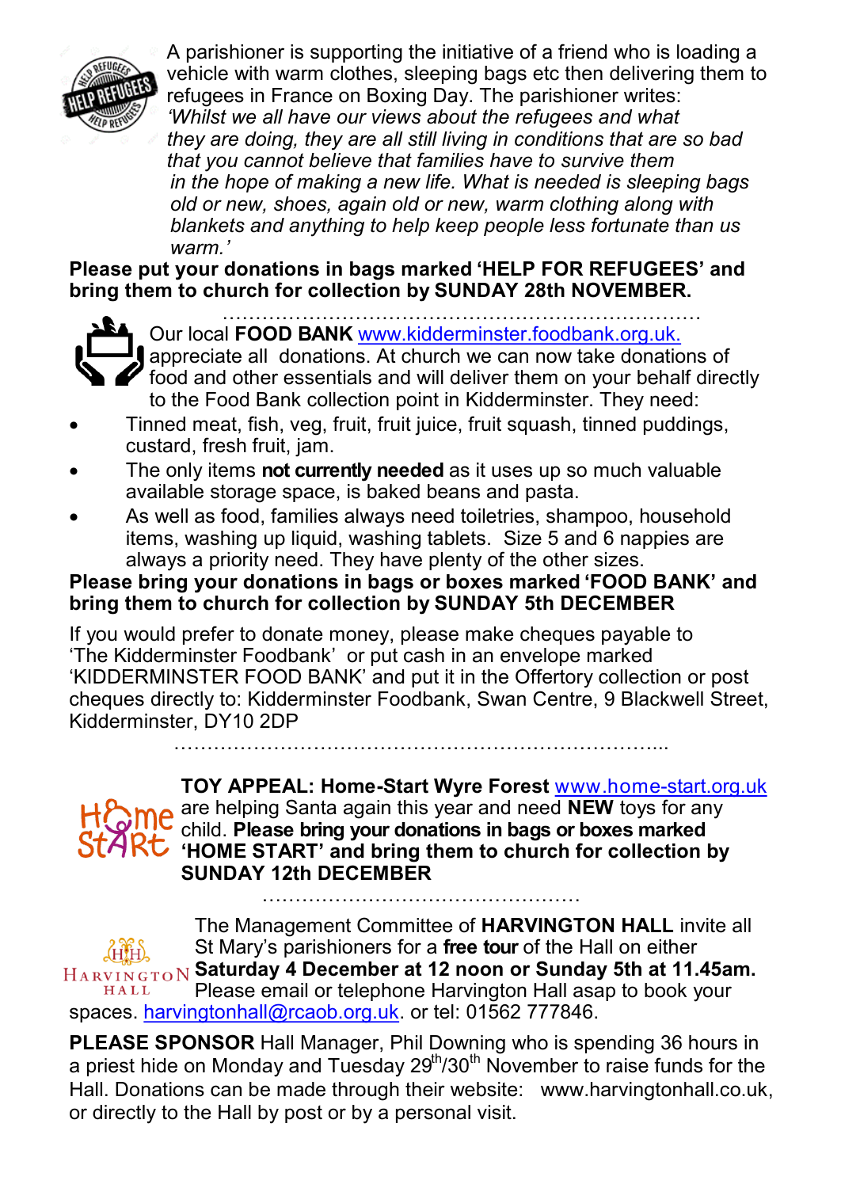A parishioner is supporting the initiative of a friend who is loading a vehicle with warm clothes, sleeping bags etc then delivering them to refugees in France on Boxing Day. The parishioner writes: *'Whilst we all have our views about the refugees and what they are doing, they are all still living in conditions that are so bad that you cannot believe that families have to survive them in the hope of making a new life. What is needed is sleeping bags old or new, shoes, again old or new, warm clothing along with blankets and anything to help keep people less fortunate than us warm.'*

**Please put your donations in bags marked 'HELP FOR REFUGEES' and bring them to church for collection by SUNDAY 28th NOVEMBER.**

……………………………………………………………………

Our local **FOOD BANK** www.kidderminster.foodbank.org.uk. appreciate all donations. At church we can now take donations of food and other essentials and will deliver them on your behalf directly to the Food Bank collection point in Kidderminster. They need:

- Tinned meat, fish, veg, fruit, fruit juice, fruit squash, tinned puddings, custard, fresh fruit, jam.
- The only items **not currently needed** as it uses up so much valuable available storage space, is baked beans and pasta.
- As well as food, families always need toiletries, shampoo, household items, washing up liquid, washing tablets. Size 5 and 6 nappies are always a priority need. They have plenty of the other sizes.

**Please bring your donations in bags or boxes marked 'FOOD BANK' and bring them to church for collection by SUNDAY 5th DECEMBER**

If you would prefer to donate money, please make cheques payable to 'The Kidderminster Foodbank' or put cash in an envelope marked 'KIDDERMINSTER FOOD BANK' and put it in the Offertory collection or post cheques directly to: Kidderminster Foodbank, Swan Centre, 9 Blackwell Street, Kidderminster, DY10 2DP

………………………………………………………………...

**TOY APPEAL: Home-Start Wyre Forest** www.home-start.org.uk are helping Santa again this year and need **NEW** toys for any child. **Please bring your donations in bags or boxes marked 'HOME START' and bring them to church for collection by SUNDAY 12th DECEMBER**

……………………………………………

The Management Committee of **HARVINGTON HALL** invite all St Mary's parishioners for a **free tour** of the Hall on either **Saturday 4 December at 12 noon or Sunday 5th at 11.45am.** Please email or telephone Harvington Hall asap to book your spaces. harvingtonhall@rcaob.org.uk. or tel: 01562 777846.

**PLEASE SPONSOR** Hall Manager, Phil Downing who is spending 36 hours in a priest hide on Monday and Tuesday 29th/30th November to raise funds for the Hall. Donations can be made through their website: www.harvingtonhall.co.uk, or directly to the Hall by post or by a personal visit.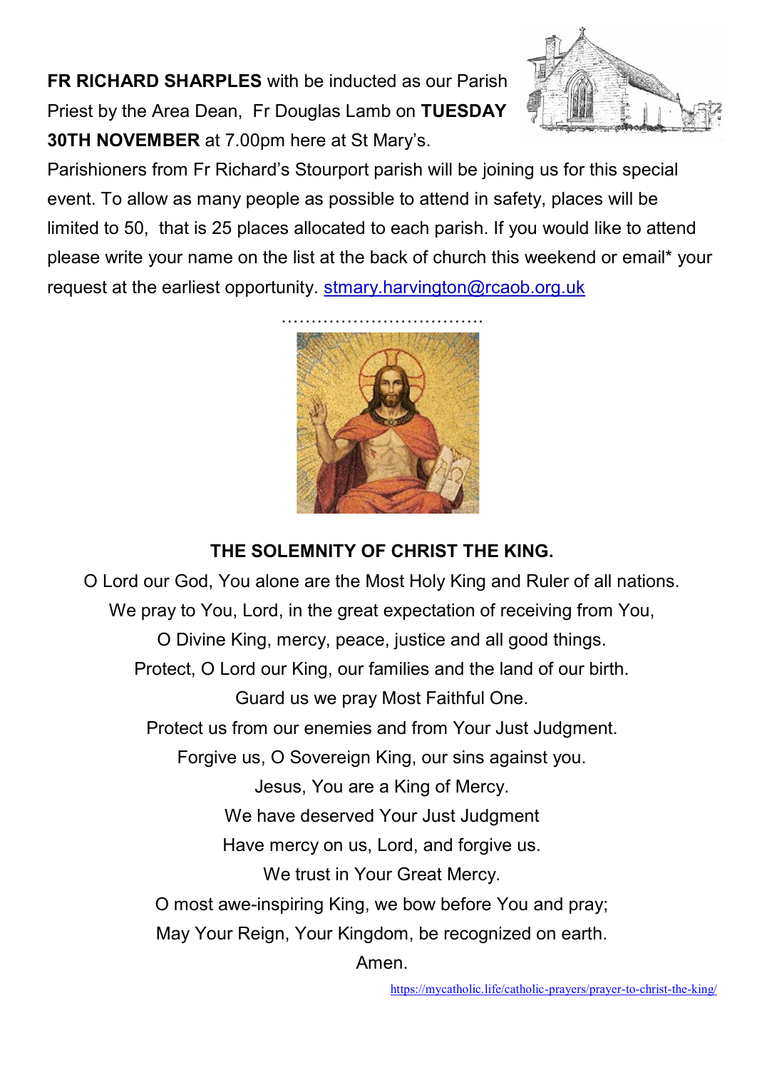**FR RICHARD SHARPLES** with be inducted as our Parish Priest by the Area Dean, Fr Douglas Lamb on **TUESDAY 30TH NOVEMBER** at 7.00pm here at St Mary's. Parishioners from Fr Richard's Stourport parish will be joining us for this special event. To allow as many people as possible to attend in safety, places will be limited to 50, that is 25 places allocated to each parish. If you would like to attend please write your name on the list at the back of church this weekend or email* your request at the earliest opportunity. stmary.harvington@rcaob.org.uk

…………………………….

**THE SOLEMNITY OF CHRIST THE KING.**

O Lord our God, You alone are the Most Holy King and Ruler of all nations.
We pray to You, Lord, in the great expectation of receiving from You,
O Divine King, mercy, peace, justice and all good things.
Protect, O Lord our King, our families and the land of our birth.
Guard us we pray Most Faithful One.
Protect us from our enemies and from Your Just Judgment.
Forgive us, O Sovereign King, our sins against you.
Jesus, You are a King of Mercy.
We have deserved Your Just Judgment
Have mercy on us, Lord, and forgive us.
We trust in Your Great Mercy.
O most awe-inspiring King, we bow before You and pray;
May Your Reign, Your Kingdom, be recognized on earth.
Amen.

https://mycatholic.life/catholic-prayers/prayer-to-christ-the-king/